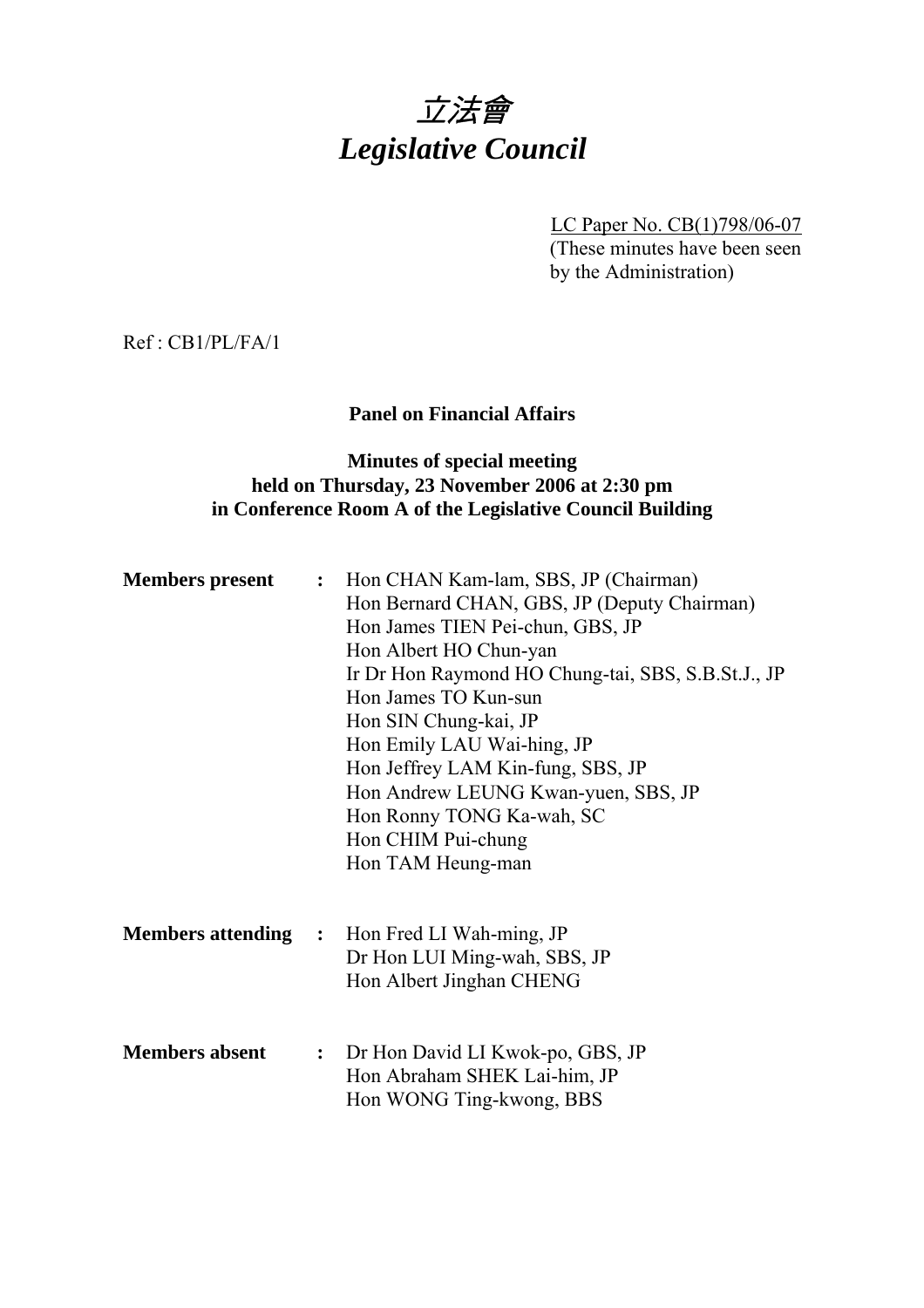# *立法會*
# *Legislative Council*

LC Paper No. CB(1)798/06-07
(These minutes have been seen by the Administration)

Ref : CB1/PL/FA/1

**Panel on Financial Affairs**

**Minutes of special meeting**
**held on Thursday, 23 November 2006 at 2:30 pm**
**in Conference Room A of the Legislative Council Building**

**Members present** : Hon CHAN Kam-lam, SBS, JP (Chairman)
Hon Bernard CHAN, GBS, JP (Deputy Chairman)
Hon James TIEN Pei-chun, GBS, JP
Hon Albert HO Chun-yan
Ir Dr Hon Raymond HO Chung-tai, SBS, S.B.St.J., JP
Hon James TO Kun-sun
Hon SIN Chung-kai, JP
Hon Emily LAU Wai-hing, JP
Hon Jeffrey LAM Kin-fung, SBS, JP
Hon Andrew LEUNG Kwan-yuen, SBS, JP
Hon Ronny TONG Ka-wah, SC
Hon CHIM Pui-chung
Hon TAM Heung-man

**Members attending** : Hon Fred LI Wah-ming, JP
Dr Hon LUI Ming-wah, SBS, JP
Hon Albert Jinghan CHENG

**Members absent** : Dr Hon David LI Kwok-po, GBS, JP
Hon Abraham SHEK Lai-him, JP
Hon WONG Ting-kwong, BBS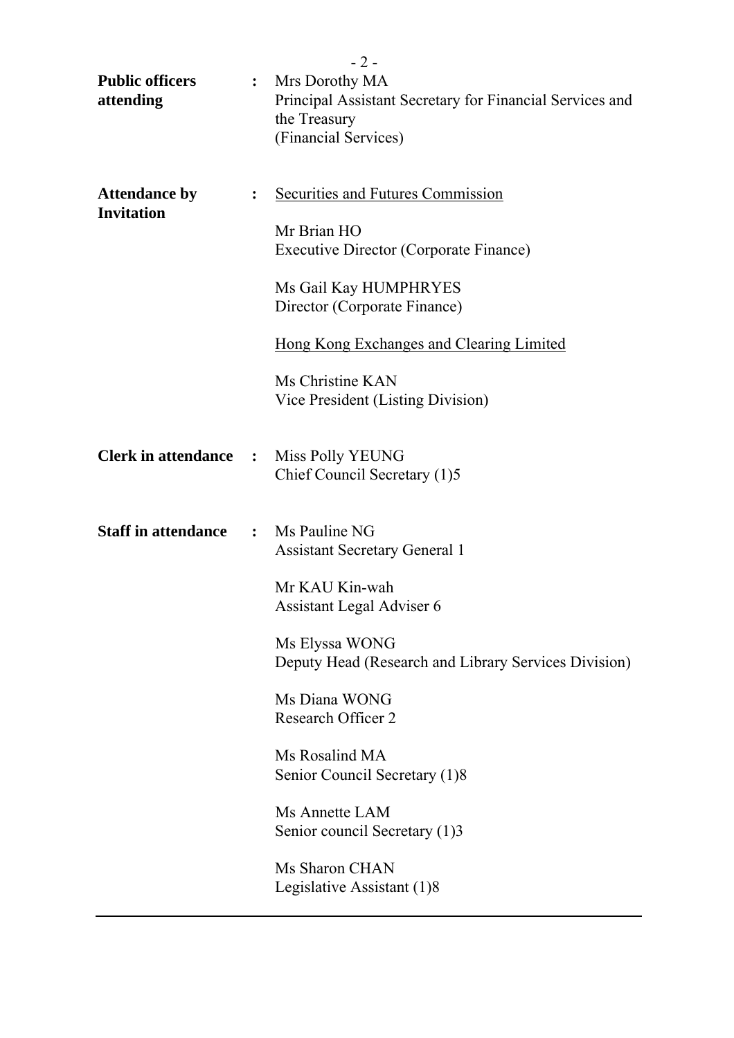| | | |
|---|---|---|
| **Public officers attending** | : | Mrs Dorothy MA<br>Principal Assistant Secretary for Financial Services and the Treasury<br>(Financial Services) |
| **Attendance by Invitation** | : | <u>Securities and Futures Commission</u><br><br>Mr Brian HO<br>Executive Director (Corporate Finance)<br><br>Ms Gail Kay HUMPHRYES<br>Director (Corporate Finance)<br><br><u>Hong Kong Exchanges and Clearing Limited</u><br><br>Ms Christine KAN<br>Vice President (Listing Division) |
| **Clerk in attendance** | : | Miss Polly YEUNG<br>Chief Council Secretary (1)5 |
| **Staff in attendance** | : | Ms Pauline NG<br>Assistant Secretary General 1<br><br>Mr KAU Kin-wah<br>Assistant Legal Adviser 6<br><br>Ms Elyssa WONG<br>Deputy Head (Research and Library Services Division)<br><br>Ms Diana WONG<br>Research Officer 2<br><br>Ms Rosalind MA<br>Senior Council Secretary (1)8<br><br>Ms Annette LAM<br>Senior council Secretary (1)3<br><br>Ms Sharon CHAN<br>Legislative Assistant (1)8 |

---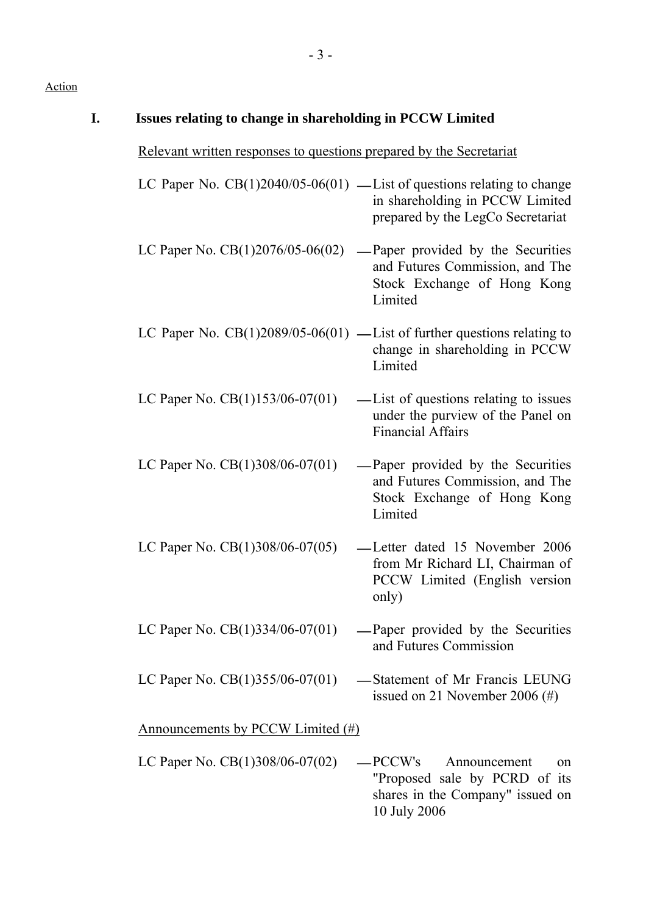Action

## I. Issues relating to change in shareholding in PCCW Limited

Relevant written responses to questions prepared by the Secretariat

LC Paper No. CB(1)2040/05-06(01) — List of questions relating to change in shareholding in PCCW Limited prepared by the LegCo Secretariat

LC Paper No. CB(1)2076/05-06(02) — Paper provided by the Securities and Futures Commission, and The Stock Exchange of Hong Kong Limited

LC Paper No. CB(1)2089/05-06(01) — List of further questions relating to change in shareholding in PCCW Limited

LC Paper No. CB(1)153/06-07(01) — List of questions relating to issues under the purview of the Panel on Financial Affairs

LC Paper No. CB(1)308/06-07(01) — Paper provided by the Securities and Futures Commission, and The Stock Exchange of Hong Kong Limited

LC Paper No. CB(1)308/06-07(05) — Letter dated 15 November 2006 from Mr Richard LI, Chairman of PCCW Limited (English version only)

LC Paper No. CB(1)334/06-07(01) — Paper provided by the Securities and Futures Commission

LC Paper No. CB(1)355/06-07(01) — Statement of Mr Francis LEUNG issued on 21 November 2006 (#)

Announcements by PCCW Limited (#)

LC Paper No. CB(1)308/06-07(02) — PCCW's Announcement on "Proposed sale by PCRD of its shares in the Company" issued on 10 July 2006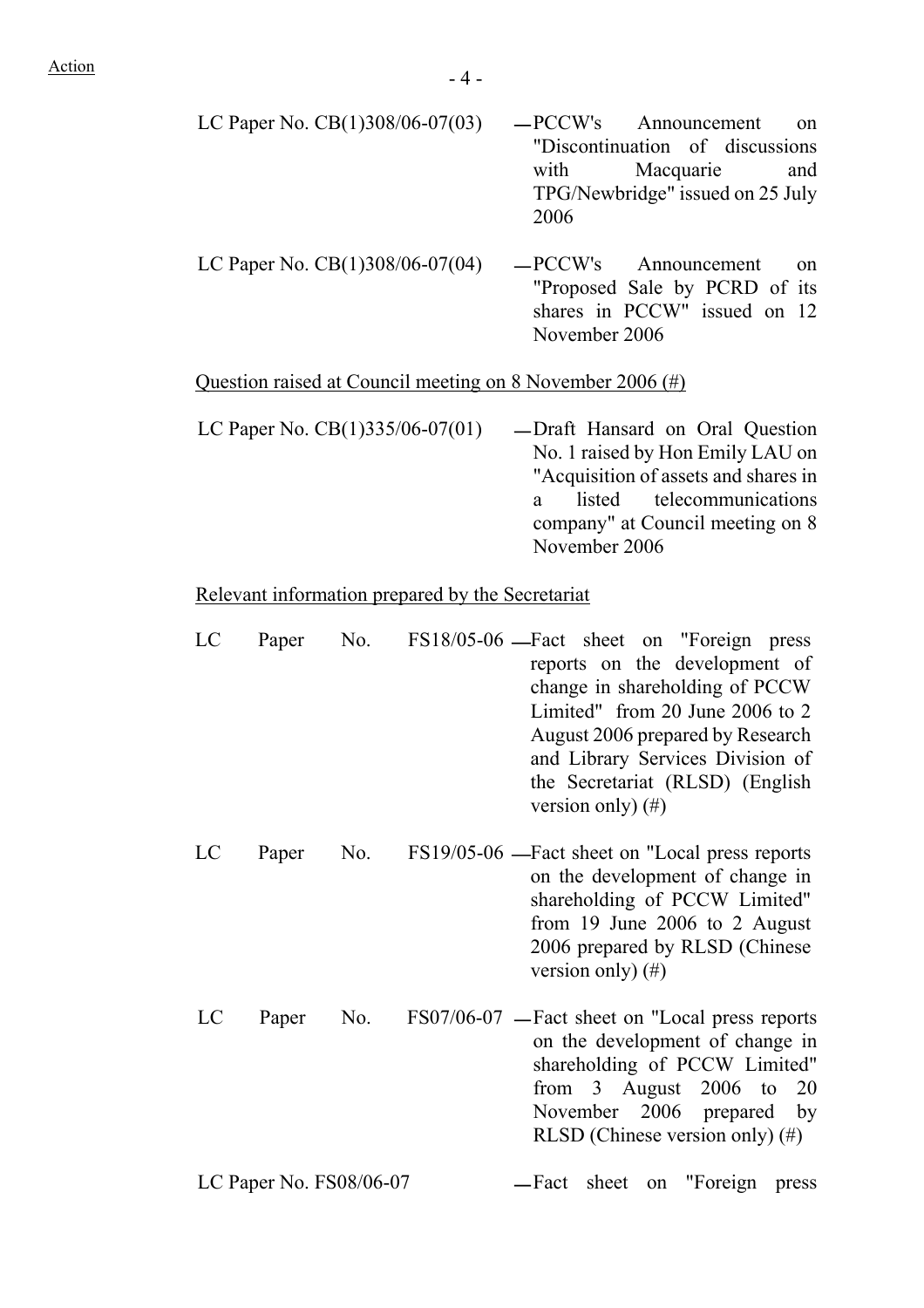Action

LC Paper No. CB(1)308/06-07(03) — PCCW's Announcement on "Discontinuation of discussions with Macquarie and TPG/Newbridge" issued on 25 July 2006

LC Paper No. CB(1)308/06-07(04) — PCCW's Announcement on "Proposed Sale by PCRD of its shares in PCCW" issued on 12 November 2006

Question raised at Council meeting on 8 November 2006 (#)

LC Paper No. CB(1)335/06-07(01) — Draft Hansard on Oral Question No. 1 raised by Hon Emily LAU on "Acquisition of assets and shares in a listed telecommunications company" at Council meeting on 8 November 2006

Relevant information prepared by the Secretariat

LC Paper No. FS18/05-06 — Fact sheet on "Foreign press reports on the development of change in shareholding of PCCW Limited" from 20 June 2006 to 2 August 2006 prepared by Research and Library Services Division of the Secretariat (RLSD) (English version only) (#)

LC Paper No. FS19/05-06 — Fact sheet on "Local press reports on the development of change in shareholding of PCCW Limited" from 19 June 2006 to 2 August 2006 prepared by RLSD (Chinese version only) (#)

LC Paper No. FS07/06-07 — Fact sheet on "Local press reports on the development of change in shareholding of PCCW Limited" from 3 August 2006 to 20 November 2006 prepared by RLSD (Chinese version only) (#)

LC Paper No. FS08/06-07 — Fact sheet on "Foreign press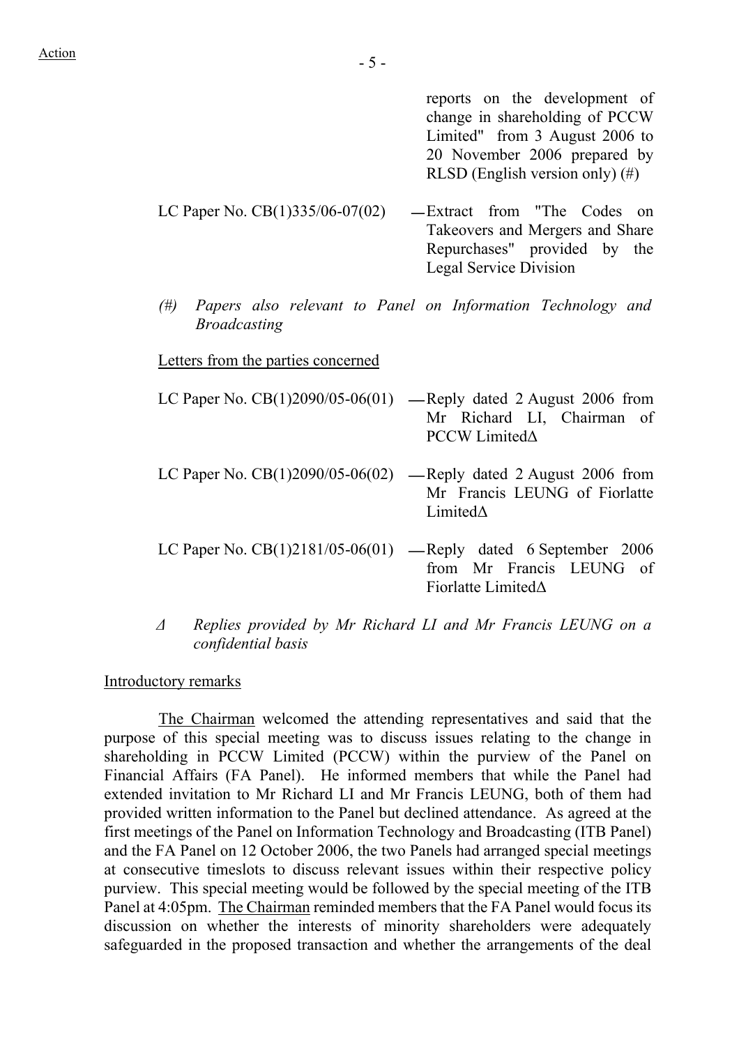reports on the development of change in shareholding of PCCW Limited" from 3 August 2006 to 20 November 2006 prepared by RLSD (English version only) (#)

LC Paper No. CB(1)335/06-07(02) — Extract from "The Codes on Takeovers and Mergers and Share Repurchases" provided by the Legal Service Division

*(#) Papers also relevant to Panel on Information Technology and Broadcasting*

Letters from the parties concerned

LC Paper No. CB(1)2090/05-06(01) — Reply dated 2 August 2006 from Mr Richard LI, Chairman of PCCW LimitedΔ

LC Paper No. CB(1)2090/05-06(02) — Reply dated 2 August 2006 from Mr Francis LEUNG of Fiorlatte LimitedΔ

LC Paper No. CB(1)2181/05-06(01) — Reply dated 6 September 2006 from Mr Francis LEUNG of Fiorlatte LimitedΔ

*Δ Replies provided by Mr Richard LI and Mr Francis LEUNG on a confidential basis*

Introductory remarks

The Chairman welcomed the attending representatives and said that the purpose of this special meeting was to discuss issues relating to the change in shareholding in PCCW Limited (PCCW) within the purview of the Panel on Financial Affairs (FA Panel). He informed members that while the Panel had extended invitation to Mr Richard LI and Mr Francis LEUNG, both of them had provided written information to the Panel but declined attendance. As agreed at the first meetings of the Panel on Information Technology and Broadcasting (ITB Panel) and the FA Panel on 12 October 2006, the two Panels had arranged special meetings at consecutive timeslots to discuss relevant issues within their respective policy purview. This special meeting would be followed by the special meeting of the ITB Panel at 4:05pm. The Chairman reminded members that the FA Panel would focus its discussion on whether the interests of minority shareholders were adequately safeguarded in the proposed transaction and whether the arrangements of the deal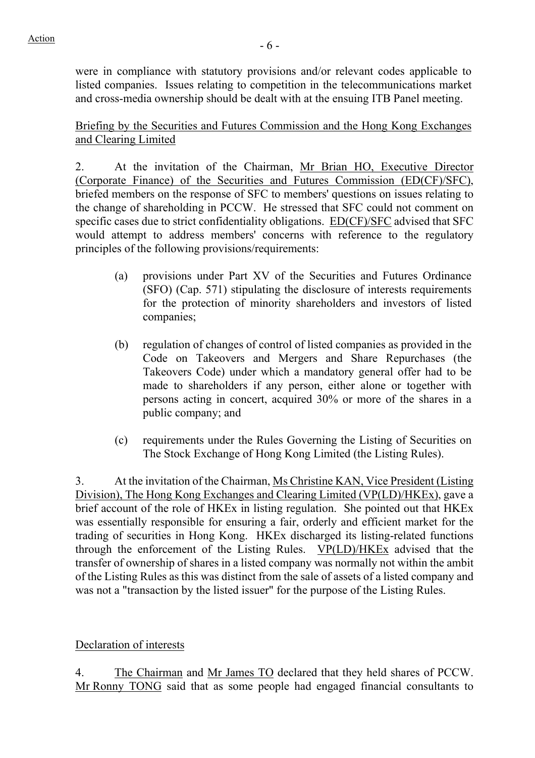were in compliance with statutory provisions and/or relevant codes applicable to listed companies. Issues relating to competition in the telecommunications market and cross-media ownership should be dealt with at the ensuing ITB Panel meeting.

Briefing by the Securities and Futures Commission and the Hong Kong Exchanges and Clearing Limited

2. At the invitation of the Chairman, Mr Brian HO, Executive Director (Corporate Finance) of the Securities and Futures Commission (ED(CF)/SFC), briefed members on the response of SFC to members' questions on issues relating to the change of shareholding in PCCW. He stressed that SFC could not comment on specific cases due to strict confidentiality obligations. ED(CF)/SFC advised that SFC would attempt to address members' concerns with reference to the regulatory principles of the following provisions/requirements:

(a) provisions under Part XV of the Securities and Futures Ordinance (SFO) (Cap. 571) stipulating the disclosure of interests requirements for the protection of minority shareholders and investors of listed companies;

(b) regulation of changes of control of listed companies as provided in the Code on Takeovers and Mergers and Share Repurchases (the Takeovers Code) under which a mandatory general offer had to be made to shareholders if any person, either alone or together with persons acting in concert, acquired 30% or more of the shares in a public company; and

(c) requirements under the Rules Governing the Listing of Securities on The Stock Exchange of Hong Kong Limited (the Listing Rules).

3. At the invitation of the Chairman, Ms Christine KAN, Vice President (Listing Division), The Hong Kong Exchanges and Clearing Limited (VP(LD)/HKEx), gave a brief account of the role of HKEx in listing regulation. She pointed out that HKEx was essentially responsible for ensuring a fair, orderly and efficient market for the trading of securities in Hong Kong. HKEx discharged its listing-related functions through the enforcement of the Listing Rules. VP(LD)/HKEx advised that the transfer of ownership of shares in a listed company was normally not within the ambit of the Listing Rules as this was distinct from the sale of assets of a listed company and was not a "transaction by the listed issuer" for the purpose of the Listing Rules.

Declaration of interests

4. The Chairman and Mr James TO declared that they held shares of PCCW. Mr Ronny TONG said that as some people had engaged financial consultants to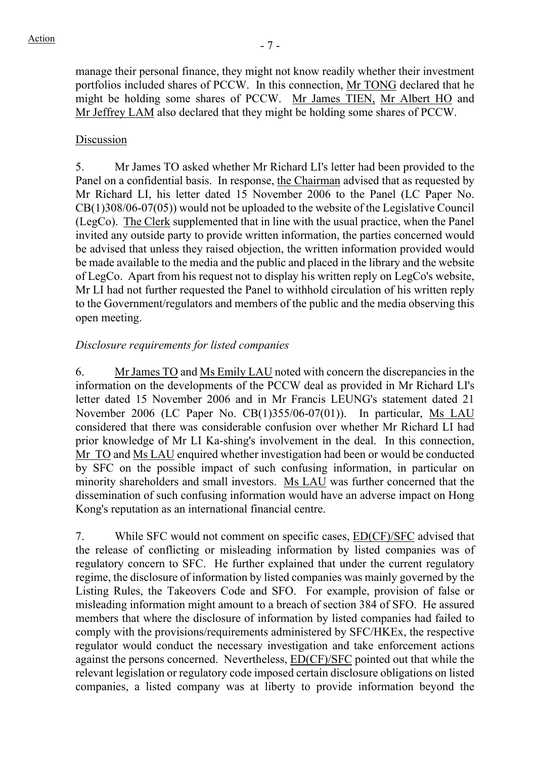manage their personal finance, they might not know readily whether their investment portfolios included shares of PCCW. In this connection, Mr TONG declared that he might be holding some shares of PCCW. Mr James TIEN, Mr Albert HO and Mr Jeffrey LAM also declared that they might be holding some shares of PCCW.

Discussion

5. Mr James TO asked whether Mr Richard LI's letter had been provided to the Panel on a confidential basis. In response, the Chairman advised that as requested by Mr Richard LI, his letter dated 15 November 2006 to the Panel (LC Paper No. CB(1)308/06-07(05)) would not be uploaded to the website of the Legislative Council (LegCo). The Clerk supplemented that in line with the usual practice, when the Panel invited any outside party to provide written information, the parties concerned would be advised that unless they raised objection, the written information provided would be made available to the media and the public and placed in the library and the website of LegCo. Apart from his request not to display his written reply on LegCo's website, Mr LI had not further requested the Panel to withhold circulation of his written reply to the Government/regulators and members of the public and the media observing this open meeting.

*Disclosure requirements for listed companies*

6. Mr James TO and Ms Emily LAU noted with concern the discrepancies in the information on the developments of the PCCW deal as provided in Mr Richard LI's letter dated 15 November 2006 and in Mr Francis LEUNG's statement dated 21 November 2006 (LC Paper No. CB(1)355/06-07(01)). In particular, Ms LAU considered that there was considerable confusion over whether Mr Richard LI had prior knowledge of Mr LI Ka-shing's involvement in the deal. In this connection, Mr TO and Ms LAU enquired whether investigation had been or would be conducted by SFC on the possible impact of such confusing information, in particular on minority shareholders and small investors. Ms LAU was further concerned that the dissemination of such confusing information would have an adverse impact on Hong Kong's reputation as an international financial centre.

7. While SFC would not comment on specific cases, ED(CF)/SFC advised that the release of conflicting or misleading information by listed companies was of regulatory concern to SFC. He further explained that under the current regulatory regime, the disclosure of information by listed companies was mainly governed by the Listing Rules, the Takeovers Code and SFO. For example, provision of false or misleading information might amount to a breach of section 384 of SFO. He assured members that where the disclosure of information by listed companies had failed to comply with the provisions/requirements administered by SFC/HKEx, the respective regulator would conduct the necessary investigation and take enforcement actions against the persons concerned. Nevertheless, ED(CF)/SFC pointed out that while the relevant legislation or regulatory code imposed certain disclosure obligations on listed companies, a listed company was at liberty to provide information beyond the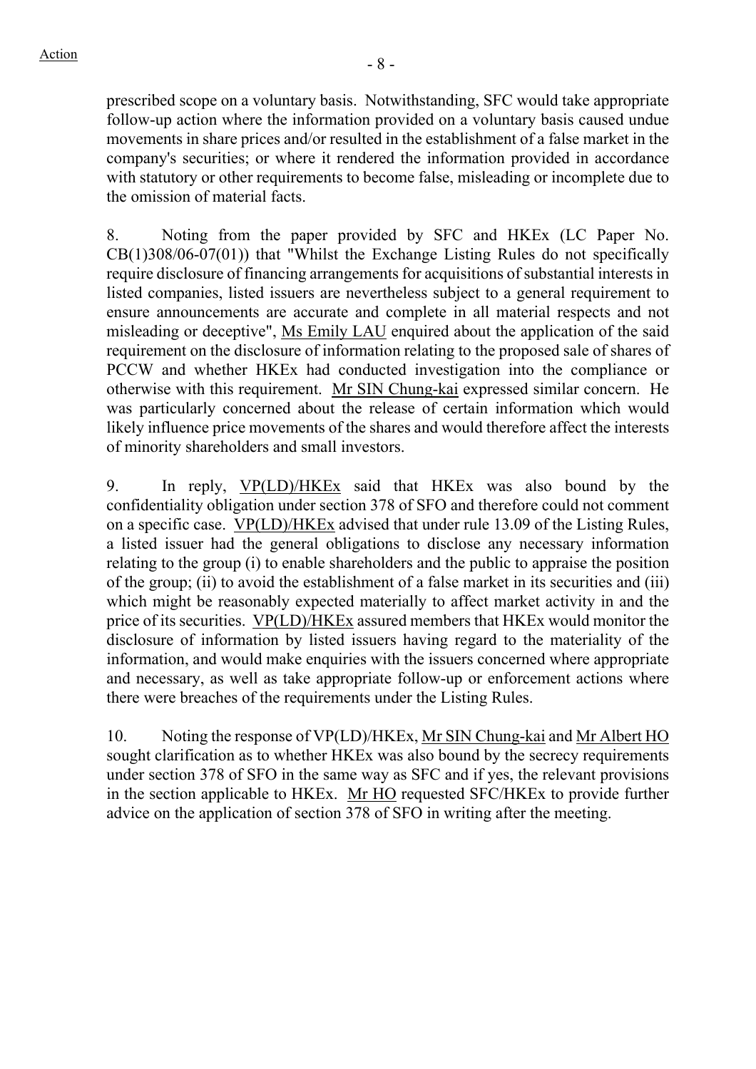prescribed scope on a voluntary basis. Notwithstanding, SFC would take appropriate follow-up action where the information provided on a voluntary basis caused undue movements in share prices and/or resulted in the establishment of a false market in the company's securities; or where it rendered the information provided in accordance with statutory or other requirements to become false, misleading or incomplete due to the omission of material facts.

8. Noting from the paper provided by SFC and HKEx (LC Paper No. CB(1)308/06-07(01)) that "Whilst the Exchange Listing Rules do not specifically require disclosure of financing arrangements for acquisitions of substantial interests in listed companies, listed issuers are nevertheless subject to a general requirement to ensure announcements are accurate and complete in all material respects and not misleading or deceptive", Ms Emily LAU enquired about the application of the said requirement on the disclosure of information relating to the proposed sale of shares of PCCW and whether HKEx had conducted investigation into the compliance or otherwise with this requirement. Mr SIN Chung-kai expressed similar concern. He was particularly concerned about the release of certain information which would likely influence price movements of the shares and would therefore affect the interests of minority shareholders and small investors.

9. In reply, VP(LD)/HKEx said that HKEx was also bound by the confidentiality obligation under section 378 of SFO and therefore could not comment on a specific case. VP(LD)/HKEx advised that under rule 13.09 of the Listing Rules, a listed issuer had the general obligations to disclose any necessary information relating to the group (i) to enable shareholders and the public to appraise the position of the group; (ii) to avoid the establishment of a false market in its securities and (iii) which might be reasonably expected materially to affect market activity in and the price of its securities. VP(LD)/HKEx assured members that HKEx would monitor the disclosure of information by listed issuers having regard to the materiality of the information, and would make enquiries with the issuers concerned where appropriate and necessary, as well as take appropriate follow-up or enforcement actions where there were breaches of the requirements under the Listing Rules.

10. Noting the response of VP(LD)/HKEx, Mr SIN Chung-kai and Mr Albert HO sought clarification as to whether HKEx was also bound by the secrecy requirements under section 378 of SFO in the same way as SFC and if yes, the relevant provisions in the section applicable to HKEx. Mr HO requested SFC/HKEx to provide further advice on the application of section 378 of SFO in writing after the meeting.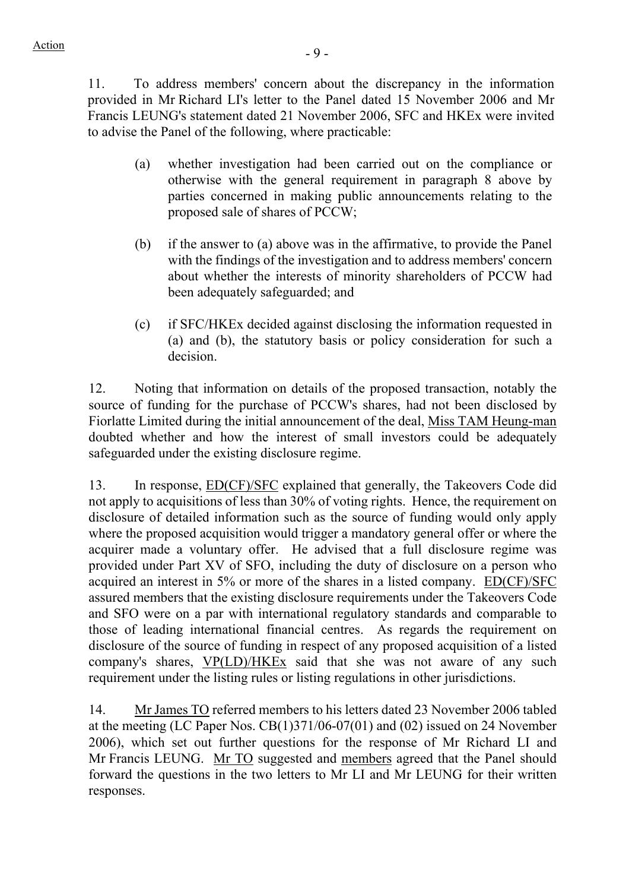11. To address members' concern about the discrepancy in the information provided in Mr Richard LI's letter to the Panel dated 15 November 2006 and Mr Francis LEUNG's statement dated 21 November 2006, SFC and HKEx were invited to advise the Panel of the following, where practicable:

(a) whether investigation had been carried out on the compliance or otherwise with the general requirement in paragraph 8 above by parties concerned in making public announcements relating to the proposed sale of shares of PCCW;

(b) if the answer to (a) above was in the affirmative, to provide the Panel with the findings of the investigation and to address members' concern about whether the interests of minority shareholders of PCCW had been adequately safeguarded; and

(c) if SFC/HKEx decided against disclosing the information requested in (a) and (b), the statutory basis or policy consideration for such a decision.

12. Noting that information on details of the proposed transaction, notably the source of funding for the purchase of PCCW's shares, had not been disclosed by Fiorlatte Limited during the initial announcement of the deal, Miss TAM Heung-man doubted whether and how the interest of small investors could be adequately safeguarded under the existing disclosure regime.

13. In response, ED(CF)/SFC explained that generally, the Takeovers Code did not apply to acquisitions of less than 30% of voting rights. Hence, the requirement on disclosure of detailed information such as the source of funding would only apply where the proposed acquisition would trigger a mandatory general offer or where the acquirer made a voluntary offer. He advised that a full disclosure regime was provided under Part XV of SFO, including the duty of disclosure on a person who acquired an interest in 5% or more of the shares in a listed company. ED(CF)/SFC assured members that the existing disclosure requirements under the Takeovers Code and SFO were on a par with international regulatory standards and comparable to those of leading international financial centres. As regards the requirement on disclosure of the source of funding in respect of any proposed acquisition of a listed company's shares, VP(LD)/HKEx said that she was not aware of any such requirement under the listing rules or listing regulations in other jurisdictions.

14. Mr James TO referred members to his letters dated 23 November 2006 tabled at the meeting (LC Paper Nos. CB(1)371/06-07(01) and (02) issued on 24 November 2006), which set out further questions for the response of Mr Richard LI and Mr Francis LEUNG. Mr TO suggested and members agreed that the Panel should forward the questions in the two letters to Mr LI and Mr LEUNG for their written responses.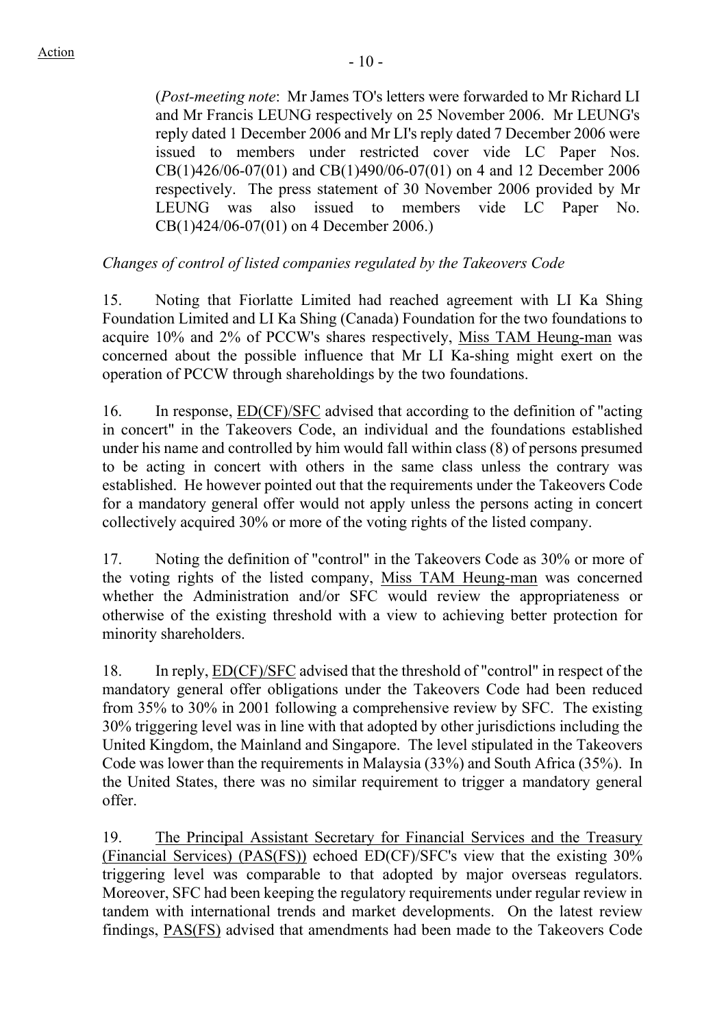(*Post-meeting note*: Mr James TO's letters were forwarded to Mr Richard LI and Mr Francis LEUNG respectively on 25 November 2006. Mr LEUNG's reply dated 1 December 2006 and Mr LI's reply dated 7 December 2006 were issued to members under restricted cover vide LC Paper Nos. CB(1)426/06-07(01) and CB(1)490/06-07(01) on 4 and 12 December 2006 respectively. The press statement of 30 November 2006 provided by Mr LEUNG was also issued to members vide LC Paper No. CB(1)424/06-07(01) on 4 December 2006.)

*Changes of control of listed companies regulated by the Takeovers Code*

15. Noting that Fiorlatte Limited had reached agreement with LI Ka Shing Foundation Limited and LI Ka Shing (Canada) Foundation for the two foundations to acquire 10% and 2% of PCCW's shares respectively, Miss TAM Heung-man was concerned about the possible influence that Mr LI Ka-shing might exert on the operation of PCCW through shareholdings by the two foundations.

16. In response, ED(CF)/SFC advised that according to the definition of "acting in concert" in the Takeovers Code, an individual and the foundations established under his name and controlled by him would fall within class (8) of persons presumed to be acting in concert with others in the same class unless the contrary was established. He however pointed out that the requirements under the Takeovers Code for a mandatory general offer would not apply unless the persons acting in concert collectively acquired 30% or more of the voting rights of the listed company.

17. Noting the definition of "control" in the Takeovers Code as 30% or more of the voting rights of the listed company, Miss TAM Heung-man was concerned whether the Administration and/or SFC would review the appropriateness or otherwise of the existing threshold with a view to achieving better protection for minority shareholders.

18. In reply, ED(CF)/SFC advised that the threshold of "control" in respect of the mandatory general offer obligations under the Takeovers Code had been reduced from 35% to 30% in 2001 following a comprehensive review by SFC. The existing 30% triggering level was in line with that adopted by other jurisdictions including the United Kingdom, the Mainland and Singapore. The level stipulated in the Takeovers Code was lower than the requirements in Malaysia (33%) and South Africa (35%). In the United States, there was no similar requirement to trigger a mandatory general offer.

19. The Principal Assistant Secretary for Financial Services and the Treasury (Financial Services) (PAS(FS)) echoed ED(CF)/SFC's view that the existing 30% triggering level was comparable to that adopted by major overseas regulators. Moreover, SFC had been keeping the regulatory requirements under regular review in tandem with international trends and market developments. On the latest review findings, PAS(FS) advised that amendments had been made to the Takeovers Code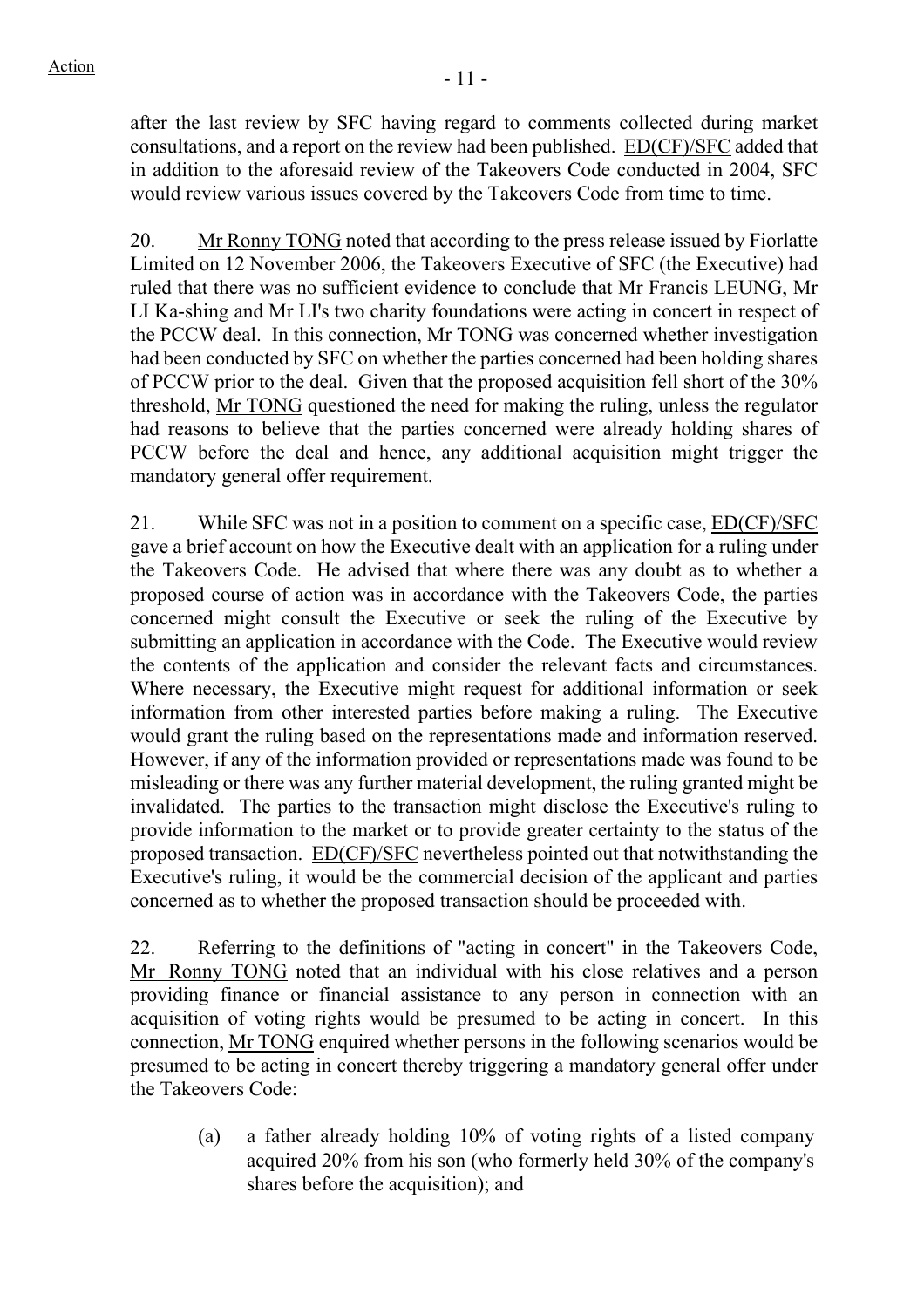after the last review by SFC having regard to comments collected during market consultations, and a report on the review had been published. ED(CF)/SFC added that in addition to the aforesaid review of the Takeovers Code conducted in 2004, SFC would review various issues covered by the Takeovers Code from time to time.

20. Mr Ronny TONG noted that according to the press release issued by Fiorlatte Limited on 12 November 2006, the Takeovers Executive of SFC (the Executive) had ruled that there was no sufficient evidence to conclude that Mr Francis LEUNG, Mr LI Ka-shing and Mr LI's two charity foundations were acting in concert in respect of the PCCW deal. In this connection, Mr TONG was concerned whether investigation had been conducted by SFC on whether the parties concerned had been holding shares of PCCW prior to the deal. Given that the proposed acquisition fell short of the 30% threshold, Mr TONG questioned the need for making the ruling, unless the regulator had reasons to believe that the parties concerned were already holding shares of PCCW before the deal and hence, any additional acquisition might trigger the mandatory general offer requirement.

21. While SFC was not in a position to comment on a specific case, ED(CF)/SFC gave a brief account on how the Executive dealt with an application for a ruling under the Takeovers Code. He advised that where there was any doubt as to whether a proposed course of action was in accordance with the Takeovers Code, the parties concerned might consult the Executive or seek the ruling of the Executive by submitting an application in accordance with the Code. The Executive would review the contents of the application and consider the relevant facts and circumstances. Where necessary, the Executive might request for additional information or seek information from other interested parties before making a ruling. The Executive would grant the ruling based on the representations made and information reserved. However, if any of the information provided or representations made was found to be misleading or there was any further material development, the ruling granted might be invalidated. The parties to the transaction might disclose the Executive's ruling to provide information to the market or to provide greater certainty to the status of the proposed transaction. ED(CF)/SFC nevertheless pointed out that notwithstanding the Executive's ruling, it would be the commercial decision of the applicant and parties concerned as to whether the proposed transaction should be proceeded with.

22. Referring to the definitions of "acting in concert" in the Takeovers Code, Mr Ronny TONG noted that an individual with his close relatives and a person providing finance or financial assistance to any person in connection with an acquisition of voting rights would be presumed to be acting in concert. In this connection, Mr TONG enquired whether persons in the following scenarios would be presumed to be acting in concert thereby triggering a mandatory general offer under the Takeovers Code:

(a) a father already holding 10% of voting rights of a listed company acquired 20% from his son (who formerly held 30% of the company's shares before the acquisition); and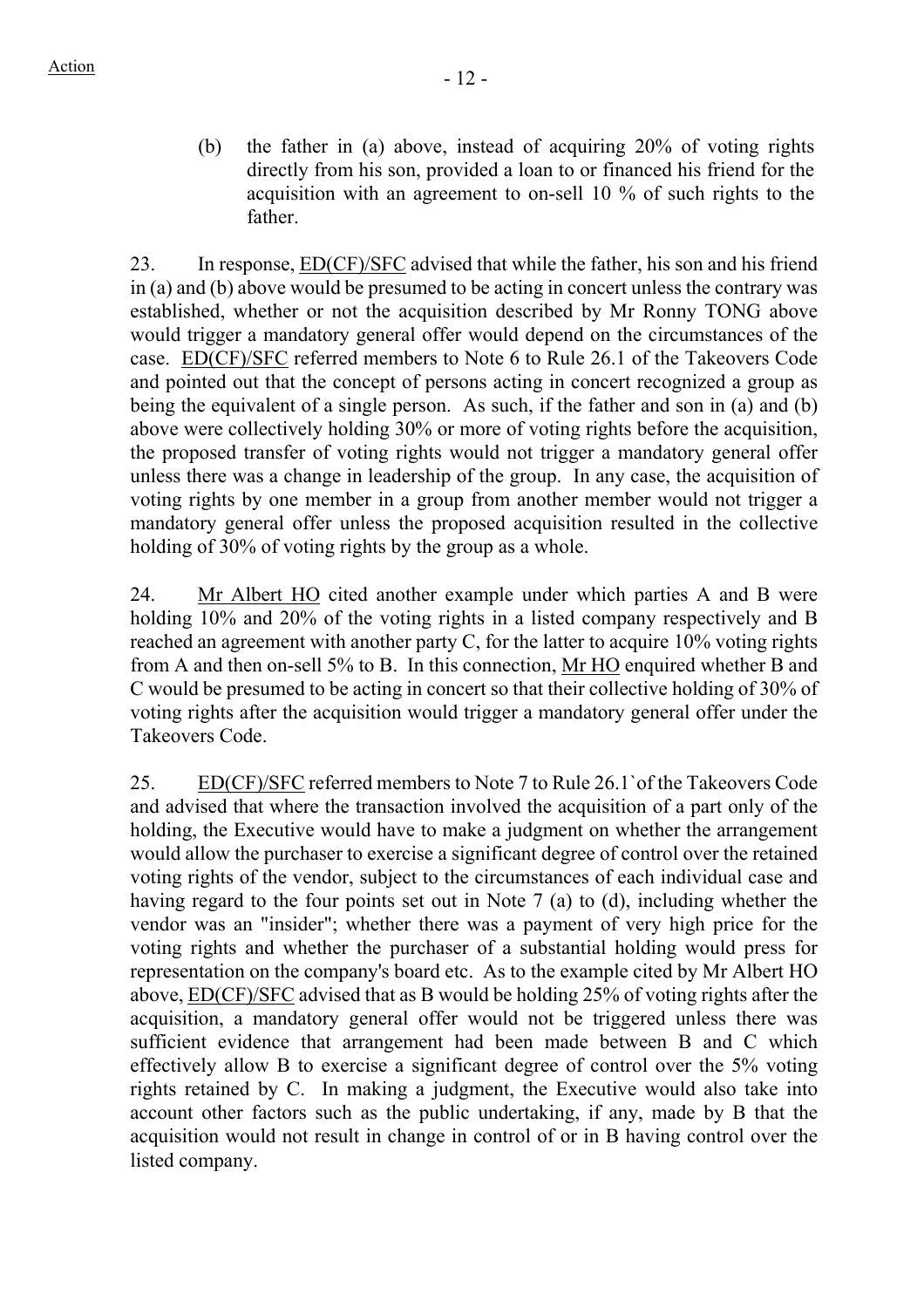(b) the father in (a) above, instead of acquiring 20% of voting rights directly from his son, provided a loan to or financed his friend for the acquisition with an agreement to on-sell 10 % of such rights to the father.

23. In response, <u>ED(CF)/SFC</u> advised that while the father, his son and his friend in (a) and (b) above would be presumed to be acting in concert unless the contrary was established, whether or not the acquisition described by Mr Ronny TONG above would trigger a mandatory general offer would depend on the circumstances of the case. <u>ED(CF)/SFC</u> referred members to Note 6 to Rule 26.1 of the Takeovers Code and pointed out that the concept of persons acting in concert recognized a group as being the equivalent of a single person. As such, if the father and son in (a) and (b) above were collectively holding 30% or more of voting rights before the acquisition, the proposed transfer of voting rights would not trigger a mandatory general offer unless there was a change in leadership of the group. In any case, the acquisition of voting rights by one member in a group from another member would not trigger a mandatory general offer unless the proposed acquisition resulted in the collective holding of 30% of voting rights by the group as a whole.

24. <u>Mr Albert HO</u> cited another example under which parties A and B were holding 10% and 20% of the voting rights in a listed company respectively and B reached an agreement with another party C, for the latter to acquire 10% voting rights from A and then on-sell 5% to B. In this connection, <u>Mr HO</u> enquired whether B and C would be presumed to be acting in concert so that their collective holding of 30% of voting rights after the acquisition would trigger a mandatory general offer under the Takeovers Code.

25. <u>ED(CF)/SFC</u> referred members to Note 7 to Rule 26.1`of the Takeovers Code and advised that where the transaction involved the acquisition of a part only of the holding, the Executive would have to make a judgment on whether the arrangement would allow the purchaser to exercise a significant degree of control over the retained voting rights of the vendor, subject to the circumstances of each individual case and having regard to the four points set out in Note 7 (a) to (d), including whether the vendor was an "insider"; whether there was a payment of very high price for the voting rights and whether the purchaser of a substantial holding would press for representation on the company's board etc. As to the example cited by Mr Albert HO above, <u>ED(CF)/SFC</u> advised that as B would be holding 25% of voting rights after the acquisition, a mandatory general offer would not be triggered unless there was sufficient evidence that arrangement had been made between B and C which effectively allow B to exercise a significant degree of control over the 5% voting rights retained by C. In making a judgment, the Executive would also take into account other factors such as the public undertaking, if any, made by B that the acquisition would not result in change in control of or in B having control over the listed company.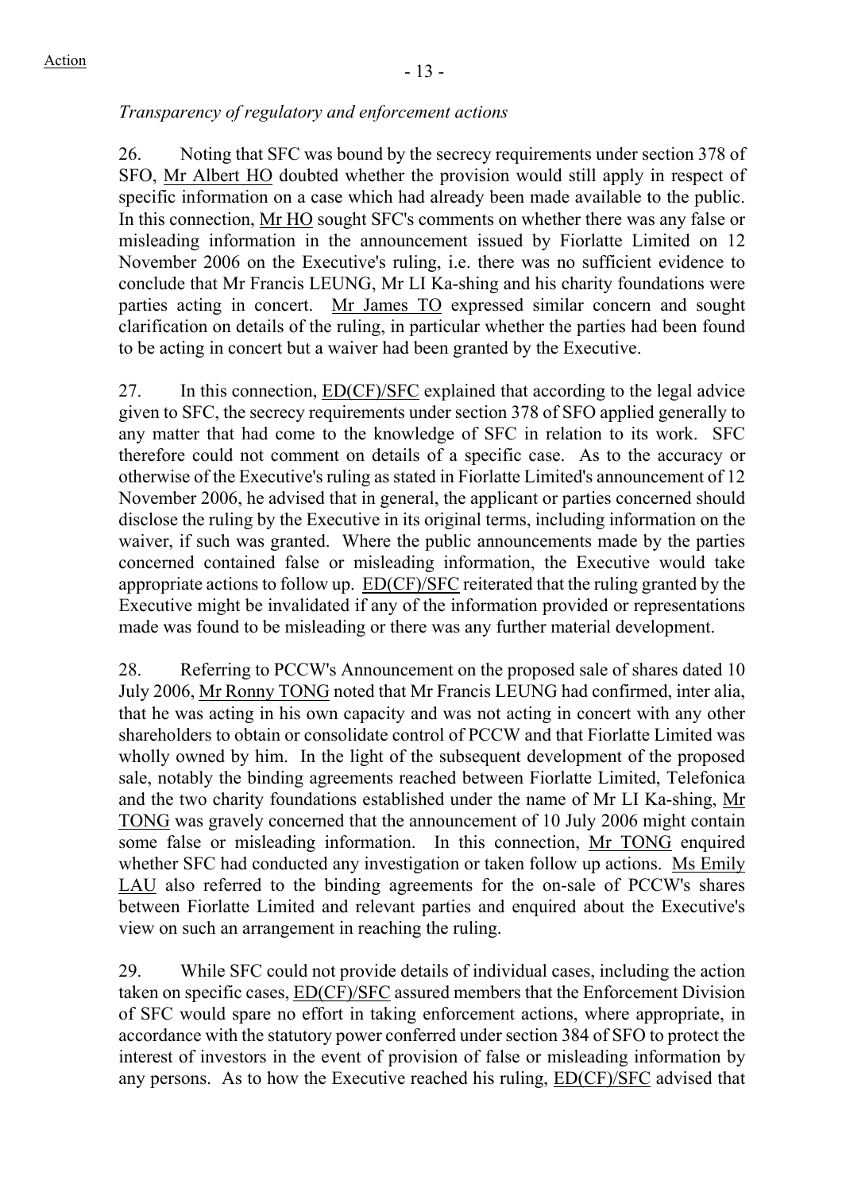*Transparency of regulatory and enforcement actions*

26. Noting that SFC was bound by the secrecy requirements under section 378 of SFO, Mr Albert HO doubted whether the provision would still apply in respect of specific information on a case which had already been made available to the public. In this connection, Mr HO sought SFC's comments on whether there was any false or misleading information in the announcement issued by Fiorlatte Limited on 12 November 2006 on the Executive's ruling, i.e. there was no sufficient evidence to conclude that Mr Francis LEUNG, Mr LI Ka-shing and his charity foundations were parties acting in concert. Mr James TO expressed similar concern and sought clarification on details of the ruling, in particular whether the parties had been found to be acting in concert but a waiver had been granted by the Executive.

27. In this connection, ED(CF)/SFC explained that according to the legal advice given to SFC, the secrecy requirements under section 378 of SFO applied generally to any matter that had come to the knowledge of SFC in relation to its work. SFC therefore could not comment on details of a specific case. As to the accuracy or otherwise of the Executive's ruling as stated in Fiorlatte Limited's announcement of 12 November 2006, he advised that in general, the applicant or parties concerned should disclose the ruling by the Executive in its original terms, including information on the waiver, if such was granted. Where the public announcements made by the parties concerned contained false or misleading information, the Executive would take appropriate actions to follow up. ED(CF)/SFC reiterated that the ruling granted by the Executive might be invalidated if any of the information provided or representations made was found to be misleading or there was any further material development.

28. Referring to PCCW's Announcement on the proposed sale of shares dated 10 July 2006, Mr Ronny TONG noted that Mr Francis LEUNG had confirmed, inter alia, that he was acting in his own capacity and was not acting in concert with any other shareholders to obtain or consolidate control of PCCW and that Fiorlatte Limited was wholly owned by him. In the light of the subsequent development of the proposed sale, notably the binding agreements reached between Fiorlatte Limited, Telefonica and the two charity foundations established under the name of Mr LI Ka-shing, Mr TONG was gravely concerned that the announcement of 10 July 2006 might contain some false or misleading information. In this connection, Mr TONG enquired whether SFC had conducted any investigation or taken follow up actions. Ms Emily LAU also referred to the binding agreements for the on-sale of PCCW's shares between Fiorlatte Limited and relevant parties and enquired about the Executive's view on such an arrangement in reaching the ruling.

29. While SFC could not provide details of individual cases, including the action taken on specific cases, ED(CF)/SFC assured members that the Enforcement Division of SFC would spare no effort in taking enforcement actions, where appropriate, in accordance with the statutory power conferred under section 384 of SFO to protect the interest of investors in the event of provision of false or misleading information by any persons. As to how the Executive reached his ruling, ED(CF)/SFC advised that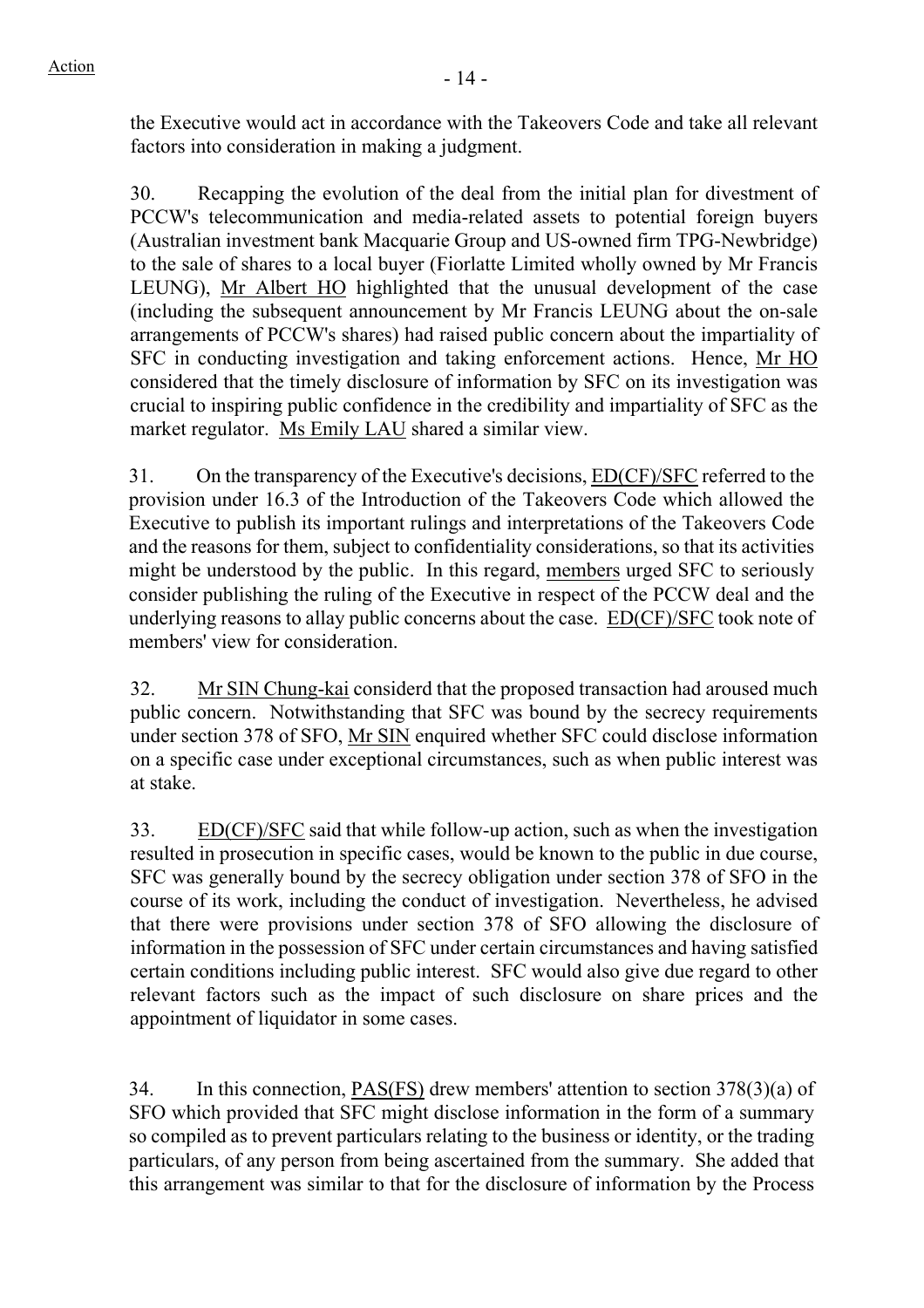the Executive would act in accordance with the Takeovers Code and take all relevant factors into consideration in making a judgment.

30. Recapping the evolution of the deal from the initial plan for divestment of PCCW's telecommunication and media-related assets to potential foreign buyers (Australian investment bank Macquarie Group and US-owned firm TPG-Newbridge) to the sale of shares to a local buyer (Fiorlatte Limited wholly owned by Mr Francis LEUNG), Mr Albert HO highlighted that the unusual development of the case (including the subsequent announcement by Mr Francis LEUNG about the on-sale arrangements of PCCW's shares) had raised public concern about the impartiality of SFC in conducting investigation and taking enforcement actions. Hence, Mr HO considered that the timely disclosure of information by SFC on its investigation was crucial to inspiring public confidence in the credibility and impartiality of SFC as the market regulator. Ms Emily LAU shared a similar view.

31. On the transparency of the Executive's decisions, ED(CF)/SFC referred to the provision under 16.3 of the Introduction of the Takeovers Code which allowed the Executive to publish its important rulings and interpretations of the Takeovers Code and the reasons for them, subject to confidentiality considerations, so that its activities might be understood by the public. In this regard, members urged SFC to seriously consider publishing the ruling of the Executive in respect of the PCCW deal and the underlying reasons to allay public concerns about the case. ED(CF)/SFC took note of members' view for consideration.

32. Mr SIN Chung-kai considerd that the proposed transaction had aroused much public concern. Notwithstanding that SFC was bound by the secrecy requirements under section 378 of SFO, Mr SIN enquired whether SFC could disclose information on a specific case under exceptional circumstances, such as when public interest was at stake.

33. ED(CF)/SFC said that while follow-up action, such as when the investigation resulted in prosecution in specific cases, would be known to the public in due course, SFC was generally bound by the secrecy obligation under section 378 of SFO in the course of its work, including the conduct of investigation. Nevertheless, he advised that there were provisions under section 378 of SFO allowing the disclosure of information in the possession of SFC under certain circumstances and having satisfied certain conditions including public interest. SFC would also give due regard to other relevant factors such as the impact of such disclosure on share prices and the appointment of liquidator in some cases.

34. In this connection, PAS(FS) drew members' attention to section 378(3)(a) of SFO which provided that SFC might disclose information in the form of a summary so compiled as to prevent particulars relating to the business or identity, or the trading particulars, of any person from being ascertained from the summary. She added that this arrangement was similar to that for the disclosure of information by the Process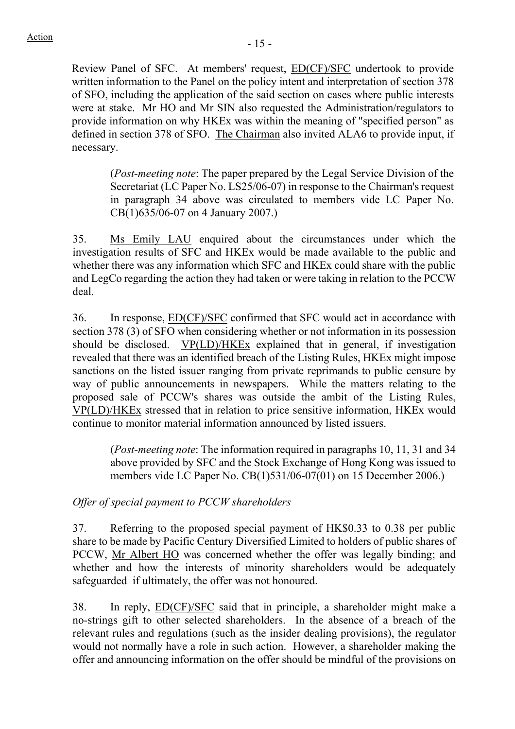Review Panel of SFC. At members' request, ED(CF)/SFC undertook to provide written information to the Panel on the policy intent and interpretation of section 378 of SFO, including the application of the said section on cases where public interests were at stake. Mr HO and Mr SIN also requested the Administration/regulators to provide information on why HKEx was within the meaning of "specified person" as defined in section 378 of SFO. The Chairman also invited ALA6 to provide input, if necessary.

> (*Post-meeting note*: The paper prepared by the Legal Service Division of the Secretariat (LC Paper No. LS25/06-07) in response to the Chairman's request in paragraph 34 above was circulated to members vide LC Paper No. CB(1)635/06-07 on 4 January 2007.)

35. Ms Emily LAU enquired about the circumstances under which the investigation results of SFC and HKEx would be made available to the public and whether there was any information which SFC and HKEx could share with the public and LegCo regarding the action they had taken or were taking in relation to the PCCW deal.

36. In response, ED(CF)/SFC confirmed that SFC would act in accordance with section 378 (3) of SFO when considering whether or not information in its possession should be disclosed. VP(LD)/HKEx explained that in general, if investigation revealed that there was an identified breach of the Listing Rules, HKEx might impose sanctions on the listed issuer ranging from private reprimands to public censure by way of public announcements in newspapers. While the matters relating to the proposed sale of PCCW's shares was outside the ambit of the Listing Rules, VP(LD)/HKEx stressed that in relation to price sensitive information, HKEx would continue to monitor material information announced by listed issuers.

> (*Post-meeting note*: The information required in paragraphs 10, 11, 31 and 34 above provided by SFC and the Stock Exchange of Hong Kong was issued to members vide LC Paper No. CB(1)531/06-07(01) on 15 December 2006.)

*Offer of special payment to PCCW shareholders*

37. Referring to the proposed special payment of HK$0.33 to 0.38 per public share to be made by Pacific Century Diversified Limited to holders of public shares of PCCW, Mr Albert HO was concerned whether the offer was legally binding; and whether and how the interests of minority shareholders would be adequately safeguarded if ultimately, the offer was not honoured.

38. In reply, ED(CF)/SFC said that in principle, a shareholder might make a no-strings gift to other selected shareholders. In the absence of a breach of the relevant rules and regulations (such as the insider dealing provisions), the regulator would not normally have a role in such action. However, a shareholder making the offer and announcing information on the offer should be mindful of the provisions on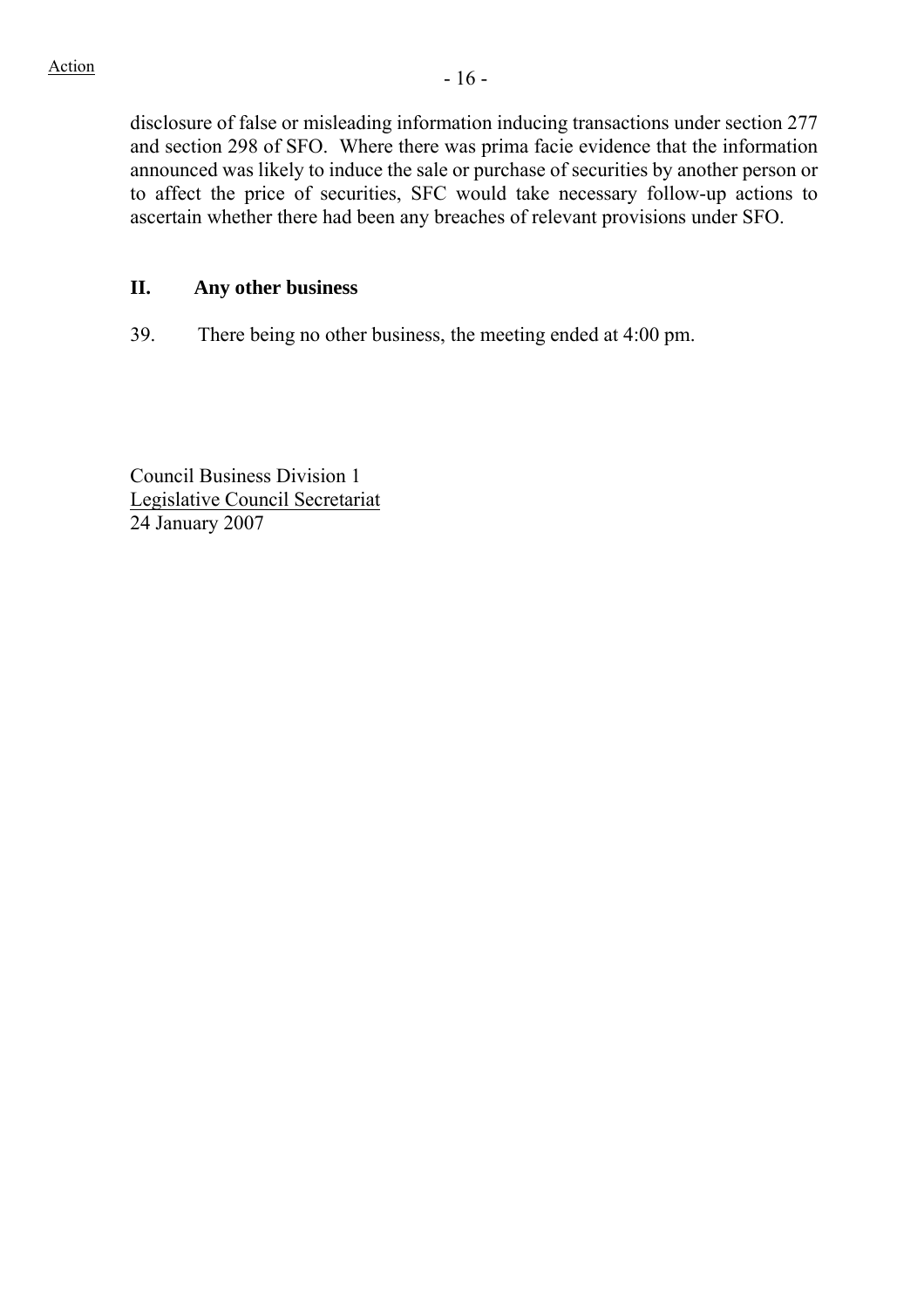Action

disclosure of false or misleading information inducing transactions under section 277 and section 298 of SFO. Where there was prima facie evidence that the information announced was likely to induce the sale or purchase of securities by another person or to affect the price of securities, SFC would take necessary follow-up actions to ascertain whether there had been any breaches of relevant provisions under SFO.

## II. Any other business

39. There being no other business, the meeting ended at 4:00 pm.

Council Business Division 1
Legislative Council Secretariat
24 January 2007